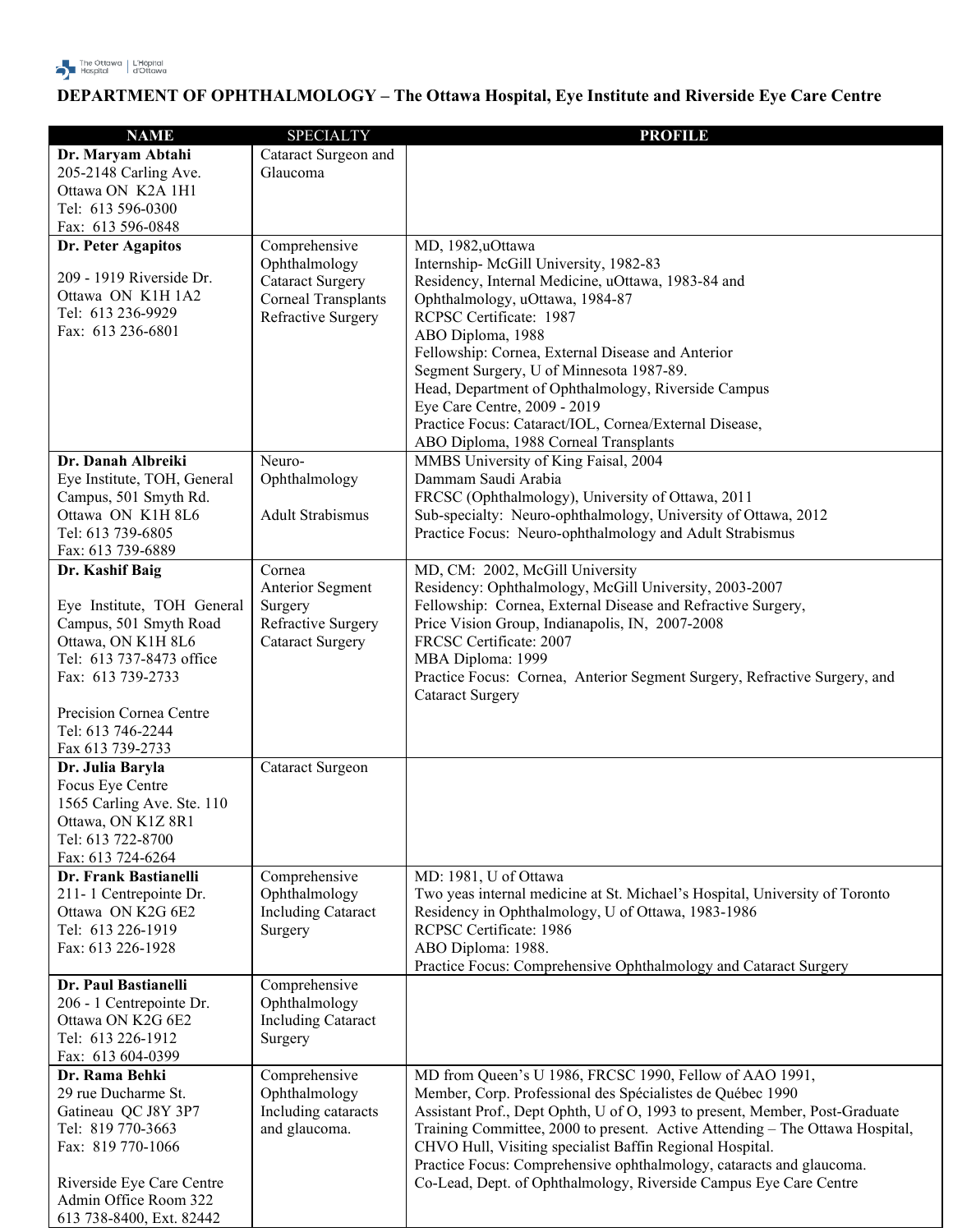## DEPARTMENT OF OPHTHALMOLOGY – The Ottawa Hospital, Eye Institute and Riverside Eye Care Centre

| NAME | SPECIALTY | PROFILE |
|---|---|---|
| **Dr. Maryam Abtahi**<br>205-2148 Carling Ave.<br>Ottawa ON K2A 1H1<br>Tel: 613 596-0300<br>Fax: 613 596-0848 | Cataract Surgeon and Glaucoma | |
| **Dr. Peter Agapitos**<br><br>209 - 1919 Riverside Dr.<br>Ottawa ON K1H 1A2<br>Tel: 613 236-9929<br>Fax: 613 236-6801 | Comprehensive Ophthalmology<br>Cataract Surgery<br>Corneal Transplants<br>Refractive Surgery | MD, 1982,uOttawa<br>Internship- McGill University, 1982-83<br>Residency, Internal Medicine, uOttawa, 1983-84 and Ophthalmology, uOttawa, 1984-87<br>RCPSC Certificate: 1987<br>ABO Diploma, 1988<br>Fellowship: Cornea, External Disease and Anterior Segment Surgery, U of Minnesota 1987-89.<br>Head, Department of Ophthalmology, Riverside Campus Eye Care Centre, 2009 - 2019<br>Practice Focus: Cataract/IOL, Cornea/External Disease, ABO Diploma, 1988 Corneal Transplants |
| **Dr. Danah Albreiki**<br>Eye Institute, TOH, General Campus, 501 Smyth Rd.<br>Ottawa ON K1H 8L6<br>Tel: 613 739-6805<br>Fax: 613 739-6889 | Neuro-Ophthalmology<br><br>Adult Strabismus | MMBS University of King Faisal, 2004<br>Dammam Saudi Arabia<br>FRCSC (Ophthalmology), University of Ottawa, 2011<br>Sub-specialty: Neuro-ophthalmology, University of Ottawa, 2012<br>Practice Focus: Neuro-ophthalmology and Adult Strabismus |
| **Dr. Kashif Baig**<br><br>Eye Institute, TOH General Campus, 501 Smyth Road<br>Ottawa, ON K1H 8L6<br>Tel: 613 737-8473 office<br>Fax: 613 739-2733<br><br>Precision Cornea Centre<br>Tel: 613 746-2244<br>Fax 613 739-2733 | Cornea<br>Anterior Segment Surgery<br>Refractive Surgery<br>Cataract Surgery | MD, CM: 2002, McGill University<br>Residency: Ophthalmology, McGill University, 2003-2007<br>Fellowship: Cornea, External Disease and Refractive Surgery, Price Vision Group, Indianapolis, IN, 2007-2008<br>FRCSC Certificate: 2007<br>MBA Diploma: 1999<br>Practice Focus: Cornea, Anterior Segment Surgery, Refractive Surgery, and Cataract Surgery |
| **Dr. Julia Baryla**<br>Focus Eye Centre<br>1565 Carling Ave. Ste. 110<br>Ottawa, ON K1Z 8R1<br>Tel: 613 722-8700<br>Fax: 613 724-6264 | Cataract Surgeon | |
| **Dr. Frank Bastianelli**<br>211- 1 Centrepointe Dr.<br>Ottawa ON K2G 6E2<br>Tel: 613 226-1919<br>Fax: 613 226-1928 | Comprehensive Ophthalmology Including Cataract Surgery | MD: 1981, U of Ottawa<br>Two yeas internal medicine at St. Michael's Hospital, University of Toronto<br>Residency in Ophthalmology, U of Ottawa, 1983-1986<br>RCPSC Certificate: 1986<br>ABO Diploma: 1988.<br>Practice Focus: Comprehensive Ophthalmology and Cataract Surgery |
| **Dr. Paul Bastianelli**<br>206 - 1 Centrepointe Dr.<br>Ottawa ON K2G 6E2<br>Tel: 613 226-1912<br>Fax: 613 604-0399 | Comprehensive Ophthalmology Including Cataract Surgery | |
| **Dr. Rama Behki**<br>29 rue Ducharme St.<br>Gatineau QC J8Y 3P7<br>Tel: 819 770-3663<br>Fax: 819 770-1066<br><br>Riverside Eye Care Centre<br>Admin Office Room 322<br>613 738-8400, Ext. 82442 | Comprehensive Ophthalmology Including cataracts and glaucoma. | MD from Queen's U 1986, FRCSC 1990, Fellow of AAO 1991,<br>Member, Corp. Professional des Spécialistes de Québec 1990<br>Assistant Prof., Dept Ophth, U of O, 1993 to present, Member, Post-Graduate Training Committee, 2000 to present. Active Attending – The Ottawa Hospital, CHVO Hull, Visiting specialist Baffin Regional Hospital.<br>Practice Focus: Comprehensive ophthalmology, cataracts and glaucoma.<br>Co-Lead, Dept. of Ophthalmology, Riverside Campus Eye Care Centre |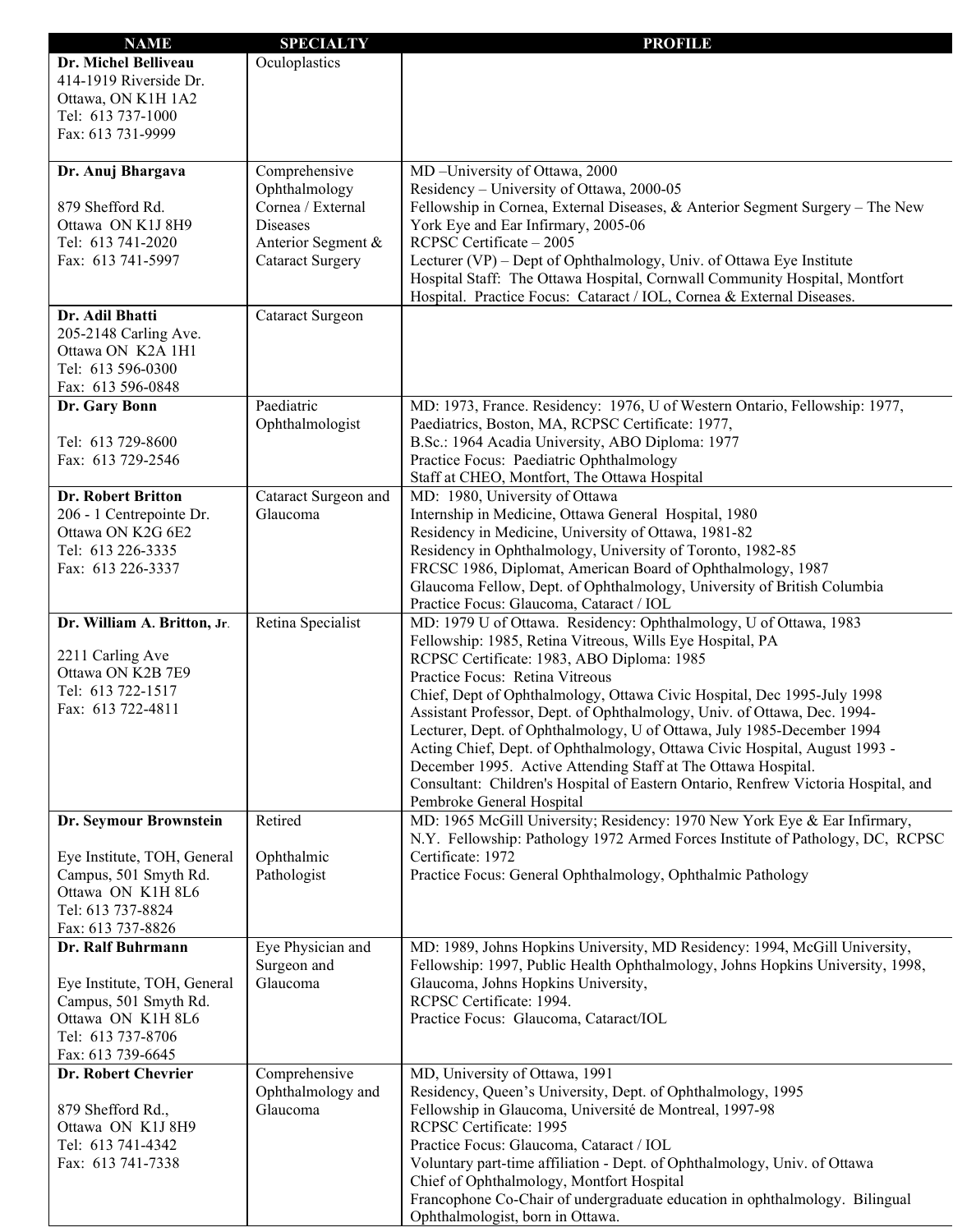| NAME | SPECIALTY | PROFILE |
|---|---|---|
| **Dr. Michel Belliveau**<br>414-1919 Riverside Dr.<br>Ottawa, ON K1H 1A2<br>Tel: 613 737-1000<br>Fax: 613 731-9999 | Oculoplastics | |
| **Dr. Anuj Bhargava**<br><br>879 Shefford Rd.<br>Ottawa ON K1J 8H9<br>Tel: 613 741-2020<br>Fax: 613 741-5997 | Comprehensive Ophthalmology<br>Cornea / External Diseases<br>Anterior Segment & Cataract Surgery | MD –University of Ottawa, 2000<br>Residency – University of Ottawa, 2000-05<br>Fellowship in Cornea, External Diseases, & Anterior Segment Surgery – The New York Eye and Ear Infirmary, 2005-06<br>RCPSC Certificate – 2005<br>Lecturer (VP) – Dept of Ophthalmology, Univ. of Ottawa Eye Institute<br>Hospital Staff: The Ottawa Hospital, Cornwall Community Hospital, Montfort Hospital. Practice Focus: Cataract / IOL, Cornea & External Diseases. |
| **Dr. Adil Bhatti**<br>205-2148 Carling Ave.<br>Ottawa ON K2A 1H1<br>Tel: 613 596-0300<br>Fax: 613 596-0848 | Cataract Surgeon | |
| **Dr. Gary Bonn**<br><br>Tel: 613 729-8600<br>Fax: 613 729-2546 | Paediatric Ophthalmologist | MD: 1973, France. Residency: 1976, U of Western Ontario, Fellowship: 1977, Paediatrics, Boston, MA, RCPSC Certificate: 1977,<br>B.Sc.: 1964 Acadia University, ABO Diploma: 1977<br>Practice Focus: Paediatric Ophthalmology<br>Staff at CHEO, Montfort, The Ottawa Hospital |
| **Dr. Robert Britton**<br>206 - 1 Centrepointe Dr.<br>Ottawa ON K2G 6E2<br>Tel: 613 226-3335<br>Fax: 613 226-3337 | Cataract Surgeon and Glaucoma | MD: 1980, University of Ottawa<br>Internship in Medicine, Ottawa General Hospital, 1980<br>Residency in Medicine, University of Ottawa, 1981-82<br>Residency in Ophthalmology, University of Toronto, 1982-85<br>FRCSC 1986, Diplomat, American Board of Ophthalmology, 1987<br>Glaucoma Fellow, Dept. of Ophthalmology, University of British Columbia<br>Practice Focus: Glaucoma, Cataract / IOL |
| **Dr. William A. Britton, Jr.**<br><br>2211 Carling Ave<br>Ottawa ON K2B 7E9<br>Tel: 613 722-1517<br>Fax: 613 722-4811 | Retina Specialist | MD: 1979 U of Ottawa. Residency: Ophthalmology, U of Ottawa, 1983<br>Fellowship: 1985, Retina Vitreous, Wills Eye Hospital, PA<br>RCPSC Certificate: 1983, ABO Diploma: 1985<br>Practice Focus: Retina Vitreous<br>Chief, Dept of Ophthalmology, Ottawa Civic Hospital, Dec 1995-July 1998<br>Assistant Professor, Dept. of Ophthalmology, Univ. of Ottawa, Dec. 1994-<br>Lecturer, Dept. of Ophthalmology, U of Ottawa, July 1985-December 1994<br>Acting Chief, Dept. of Ophthalmology, Ottawa Civic Hospital, August 1993 - December 1995. Active Attending Staff at The Ottawa Hospital.<br>Consultant: Children's Hospital of Eastern Ontario, Renfrew Victoria Hospital, and Pembroke General Hospital |
| **Dr. Seymour Brownstein**<br><br>Eye Institute, TOH, General Campus, 501 Smyth Rd.<br>Ottawa ON K1H 8L6<br>Tel: 613 737-8824<br>Fax: 613 737-8826 | Retired<br><br>Ophthalmic Pathologist | MD: 1965 McGill University; Residency: 1970 New York Eye & Ear Infirmary, N.Y. Fellowship: Pathology 1972 Armed Forces Institute of Pathology, DC, RCPSC Certificate: 1972<br>Practice Focus: General Ophthalmology, Ophthalmic Pathology |
| **Dr. Ralf Buhrmann**<br><br>Eye Institute, TOH, General Campus, 501 Smyth Rd.<br>Ottawa ON K1H 8L6<br>Tel: 613 737-8706<br>Fax: 613 739-6645 | Eye Physician and Surgeon and Glaucoma | MD: 1989, Johns Hopkins University, MD Residency: 1994, McGill University, Fellowship: 1997, Public Health Ophthalmology, Johns Hopkins University, 1998, Glaucoma, Johns Hopkins University,<br>RCPSC Certificate: 1994.<br>Practice Focus: Glaucoma, Cataract/IOL |
| **Dr. Robert Chevrier**<br><br>879 Shefford Rd.,<br>Ottawa ON K1J 8H9<br>Tel: 613 741-4342<br>Fax: 613 741-7338 | Comprehensive Ophthalmology and Glaucoma | MD, University of Ottawa, 1991<br>Residency, Queen's University, Dept. of Ophthalmology, 1995<br>Fellowship in Glaucoma, Université de Montreal, 1997-98<br>RCPSC Certificate: 1995<br>Practice Focus: Glaucoma, Cataract / IOL<br>Voluntary part-time affiliation - Dept. of Ophthalmology, Univ. of Ottawa<br>Chief of Ophthalmology, Montfort Hospital<br>Francophone Co-Chair of undergraduate education in ophthalmology. Bilingual Ophthalmologist, born in Ottawa. |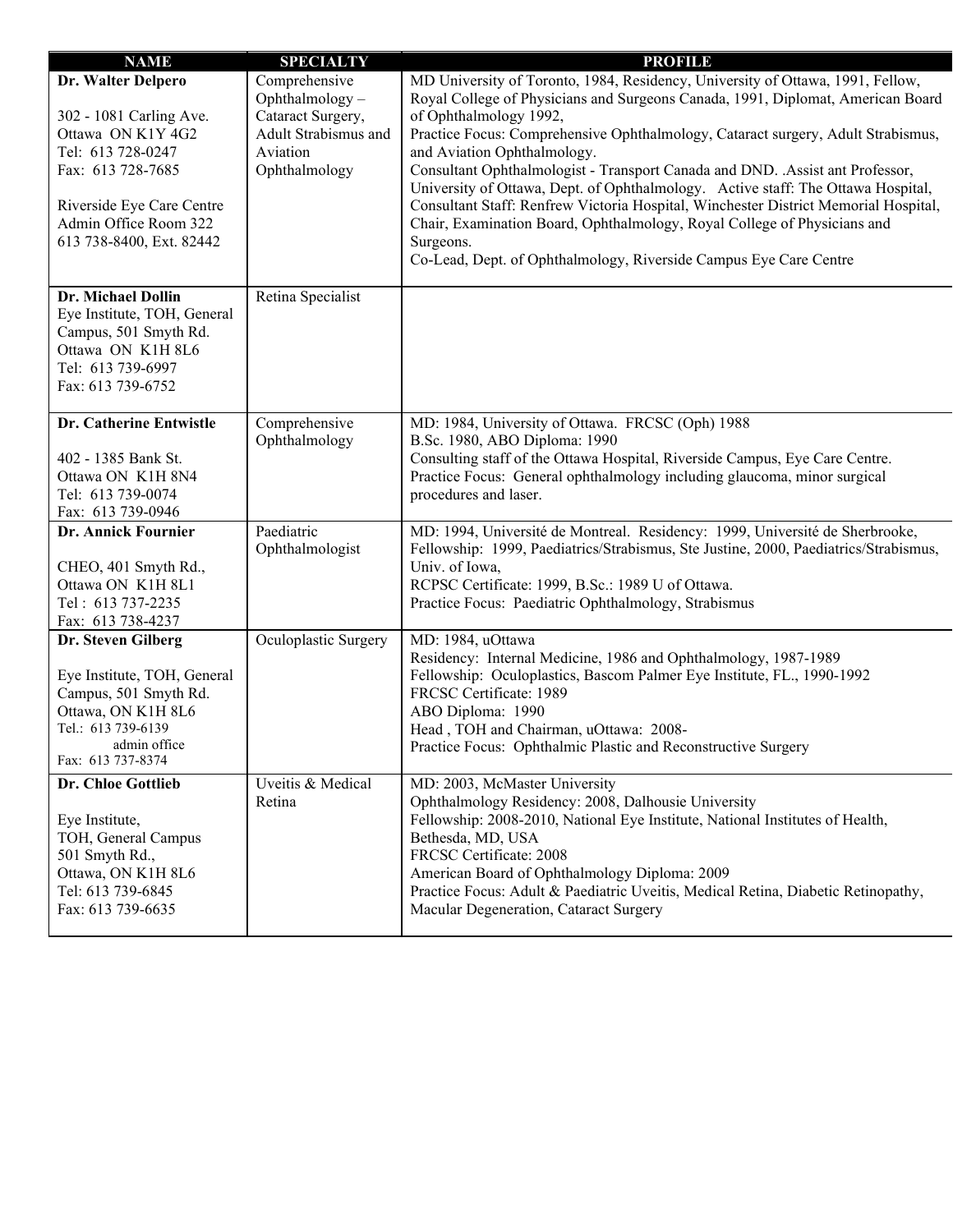| NAME | SPECIALTY | PROFILE |
|---|---|---|
| **Dr. Walter Delpero**<br><br>302 - 1081 Carling Ave.<br>Ottawa ON K1Y 4G2<br>Tel: 613 728-0247<br>Fax: 613 728-7685<br><br>Riverside Eye Care Centre<br>Admin Office Room 322<br>613 738-8400, Ext. 82442 | Comprehensive Ophthalmology – Cataract Surgery, Adult Strabismus and Aviation Ophthalmology | MD University of Toronto, 1984, Residency, University of Ottawa, 1991, Fellow, Royal College of Physicians and Surgeons Canada, 1991, Diplomat, American Board of Ophthalmology 1992,<br>Practice Focus: Comprehensive Ophthalmology, Cataract surgery, Adult Strabismus, and Aviation Ophthalmology.<br>Consultant Ophthalmologist - Transport Canada and DND. .Assist ant Professor, University of Ottawa, Dept. of Ophthalmology. Active staff: The Ottawa Hospital, Consultant Staff: Renfrew Victoria Hospital, Winchester District Memorial Hospital, Chair, Examination Board, Ophthalmology, Royal College of Physicians and Surgeons.<br>Co-Lead, Dept. of Ophthalmology, Riverside Campus Eye Care Centre |
| **Dr. Michael Dollin**<br>Eye Institute, TOH, General Campus, 501 Smyth Rd.<br>Ottawa ON K1H 8L6<br>Tel: 613 739-6997<br>Fax: 613 739-6752 | Retina Specialist | |
| **Dr. Catherine Entwistle**<br><br>402 - 1385 Bank St.<br>Ottawa ON K1H 8N4<br>Tel: 613 739-0074<br>Fax: 613 739-0946 | Comprehensive Ophthalmology | MD: 1984, University of Ottawa. FRCSC (Oph) 1988<br>B.Sc. 1980, ABO Diploma: 1990<br>Consulting staff of the Ottawa Hospital, Riverside Campus, Eye Care Centre.<br>Practice Focus: General ophthalmology including glaucoma, minor surgical procedures and laser. |
| **Dr. Annick Fournier**<br><br>CHEO, 401 Smyth Rd.,<br>Ottawa ON K1H 8L1<br>Tel : 613 737-2235<br>Fax: 613 738-4237 | Paediatric Ophthalmologist | MD: 1994, Université de Montreal. Residency: 1999, Université de Sherbrooke, Fellowship: 1999, Paediatrics/Strabismus, Ste Justine, 2000, Paediatrics/Strabismus, Univ. of Iowa,<br>RCPSC Certificate: 1999, B.Sc.: 1989 U of Ottawa.<br>Practice Focus: Paediatric Ophthalmology, Strabismus |
| **Dr. Steven Gilberg**<br><br>Eye Institute, TOH, General Campus, 501 Smyth Rd.<br>Ottawa, ON K1H 8L6<br>Tel.: 613 739-6139<br>admin office<br>Fax: 613 737-8374 | Oculoplastic Surgery | MD: 1984, uOttawa<br>Residency: Internal Medicine, 1986 and Ophthalmology, 1987-1989<br>Fellowship: Oculoplastics, Bascom Palmer Eye Institute, FL., 1990-1992<br>FRCSC Certificate: 1989<br>ABO Diploma: 1990<br>Head , TOH and Chairman, uOttawa: 2008-<br>Practice Focus: Ophthalmic Plastic and Reconstructive Surgery |
| **Dr. Chloe Gottlieb**<br><br>Eye Institute,<br>TOH, General Campus<br>501 Smyth Rd.,<br>Ottawa, ON K1H 8L6<br>Tel: 613 739-6845<br>Fax: 613 739-6635 | Uveitis & Medical Retina | MD: 2003, McMaster University<br>Ophthalmology Residency: 2008, Dalhousie University<br>Fellowship: 2008-2010, National Eye Institute, National Institutes of Health, Bethesda, MD, USA<br>FRCSC Certificate: 2008<br>American Board of Ophthalmology Diploma: 2009<br>Practice Focus: Adult & Paediatric Uveitis, Medical Retina, Diabetic Retinopathy, Macular Degeneration, Cataract Surgery |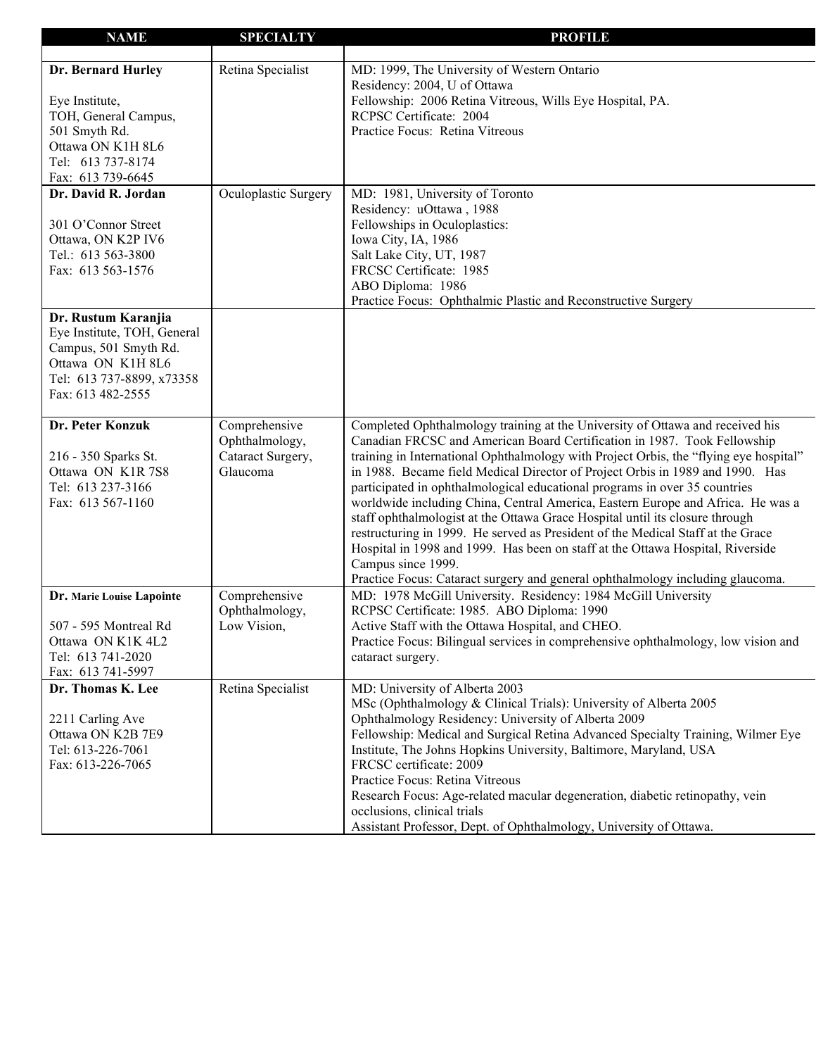| NAME | SPECIALTY | PROFILE |
|---|---|---|
| | | |
| **Dr. Bernard Hurley**<br><br>Eye Institute,<br>TOH, General Campus,<br>501 Smyth Rd.<br>Ottawa ON K1H 8L6<br>Tel: 613 737-8174<br>Fax: 613 739-6645 | Retina Specialist | MD: 1999, The University of Western Ontario<br>Residency: 2004, U of Ottawa<br>Fellowship: 2006 Retina Vitreous, Wills Eye Hospital, PA.<br>RCPSC Certificate: 2004<br>Practice Focus: Retina Vitreous |
| **Dr. David R. Jordan**<br><br>301 O'Connor Street<br>Ottawa, ON K2P IV6<br>Tel.: 613 563-3800<br>Fax: 613 563-1576 | Oculoplastic Surgery | MD: 1981, University of Toronto<br>Residency: uOttawa , 1988<br>Fellowships in Oculoplastics:<br>Iowa City, IA, 1986<br>Salt Lake City, UT, 1987<br>FRCSC Certificate: 1985<br>ABO Diploma: 1986<br>Practice Focus: Ophthalmic Plastic and Reconstructive Surgery |
| **Dr. Rustum Karanjia**<br>Eye Institute, TOH, General Campus, 501 Smyth Rd.<br>Ottawa ON K1H 8L6<br>Tel: 613 737-8899, x73358<br>Fax: 613 482-2555 | | |
| **Dr. Peter Konzuk**<br><br>216 - 350 Sparks St.<br>Ottawa ON K1R 7S8<br>Tel: 613 237-3166<br>Fax: 613 567-1160 | Comprehensive Ophthalmology, Cataract Surgery, Glaucoma | Completed Ophthalmology training at the University of Ottawa and received his Canadian FRCSC and American Board Certification in 1987. Took Fellowship training in International Ophthalmology with Project Orbis, the "flying eye hospital" in 1988. Became field Medical Director of Project Orbis in 1989 and 1990. Has participated in ophthalmological educational programs in over 35 countries worldwide including China, Central America, Eastern Europe and Africa. He was a staff ophthalmologist at the Ottawa Grace Hospital until its closure through restructuring in 1999. He served as President of the Medical Staff at the Grace Hospital in 1998 and 1999. Has been on staff at the Ottawa Hospital, Riverside Campus since 1999.<br>Practice Focus: Cataract surgery and general ophthalmology including glaucoma. |
| **Dr. Marie Louise Lapointe**<br><br>507 - 595 Montreal Rd<br>Ottawa ON K1K 4L2<br>Tel: 613 741-2020<br>Fax: 613 741-5997 | Comprehensive Ophthalmology, Low Vision, | MD: 1978 McGill University. Residency: 1984 McGill University<br>RCPSC Certificate: 1985. ABO Diploma: 1990<br>Active Staff with the Ottawa Hospital, and CHEO.<br>Practice Focus: Bilingual services in comprehensive ophthalmology, low vision and cataract surgery. |
| **Dr. Thomas K. Lee**<br><br>2211 Carling Ave<br>Ottawa ON K2B 7E9<br>Tel: 613-226-7061<br>Fax: 613-226-7065 | Retina Specialist | MD: University of Alberta 2003<br>MSc (Ophthalmology & Clinical Trials): University of Alberta 2005<br>Ophthalmology Residency: University of Alberta 2009<br>Fellowship: Medical and Surgical Retina Advanced Specialty Training, Wilmer Eye Institute, The Johns Hopkins University, Baltimore, Maryland, USA<br>FRCSC certificate: 2009<br>Practice Focus: Retina Vitreous<br>Research Focus: Age-related macular degeneration, diabetic retinopathy, vein occlusions, clinical trials<br>Assistant Professor, Dept. of Ophthalmology, University of Ottawa. |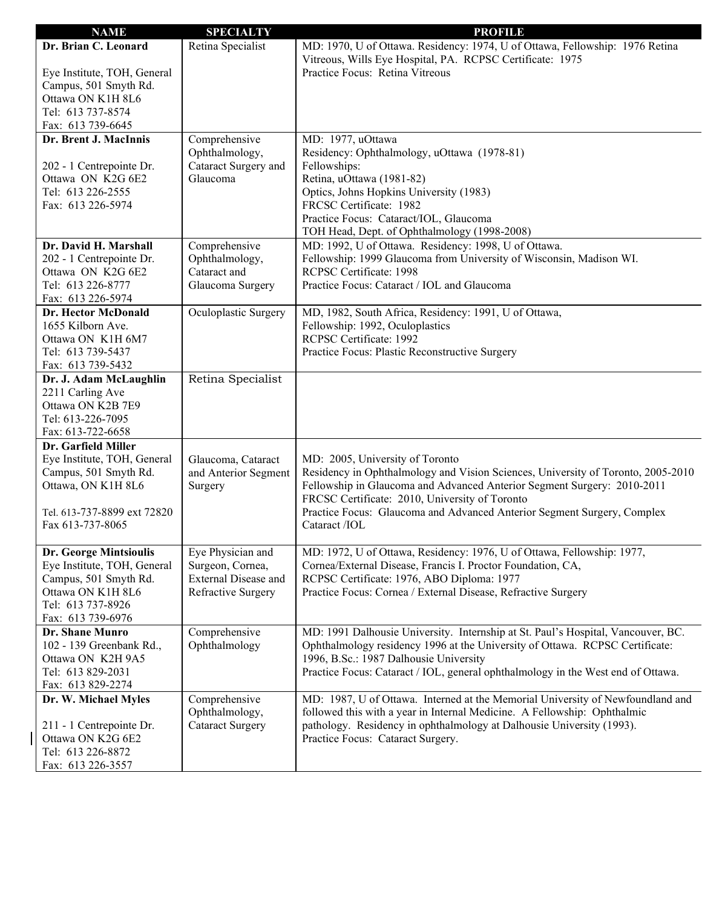| NAME | SPECIALTY | PROFILE |
|---|---|---|
| **Dr. Brian C. Leonard**<br><br>Eye Institute, TOH, General Campus, 501 Smyth Rd.<br>Ottawa ON K1H 8L6<br>Tel: 613 737-8574<br>Fax: 613 739-6645 | Retina Specialist | MD: 1970, U of Ottawa. Residency: 1974, U of Ottawa, Fellowship: 1976 Retina Vitreous, Wills Eye Hospital, PA. RCPSC Certificate: 1975<br>Practice Focus: Retina Vitreous |
| **Dr. Brent J. MacInnis**<br><br>202 - 1 Centrepointe Dr.<br>Ottawa ON K2G 6E2<br>Tel: 613 226-2555<br>Fax: 613 226-5974 | Comprehensive Ophthalmology, Cataract Surgery and Glaucoma | MD: 1977, uOttawa<br>Residency: Ophthalmology, uOttawa (1978-81)<br>Fellowships:<br>Retina, uOttawa (1981-82)<br>Optics, Johns Hopkins University (1983)<br>FRCSC Certificate: 1982<br>Practice Focus: Cataract/IOL, Glaucoma<br>TOH Head, Dept. of Ophthalmology (1998-2008) |
| **Dr. David H. Marshall**<br>202 - 1 Centrepointe Dr.<br>Ottawa ON K2G 6E2<br>Tel: 613 226-8777<br>Fax: 613 226-5974 | Comprehensive Ophthalmology, Cataract and Glaucoma Surgery | MD: 1992, U of Ottawa. Residency: 1998, U of Ottawa.<br>Fellowship: 1999 Glaucoma from University of Wisconsin, Madison WI.<br>RCPSC Certificate: 1998<br>Practice Focus: Cataract / IOL and Glaucoma |
| **Dr. Hector McDonald**<br>1655 Kilborn Ave.<br>Ottawa ON K1H 6M7<br>Tel: 613 739-5437<br>Fax: 613 739-5432 | Oculoplastic Surgery | MD, 1982, South Africa, Residency: 1991, U of Ottawa,<br>Fellowship: 1992, Oculoplastics<br>RCPSC Certificate: 1992<br>Practice Focus: Plastic Reconstructive Surgery |
| **Dr. J. Adam McLaughlin**<br>2211 Carling Ave<br>Ottawa ON K2B 7E9<br>Tel: 613-226-7095<br>Fax: 613-722-6658 | Retina Specialist | |
| **Dr. Garfield Miller**<br>Eye Institute, TOH, General Campus, 501 Smyth Rd.<br>Ottawa, ON K1H 8L6<br><br>Tel. 613-737-8899 ext 72820<br>Fax 613-737-8065 | Glaucoma, Cataract and Anterior Segment Surgery | MD: 2005, University of Toronto<br>Residency in Ophthalmology and Vision Sciences, University of Toronto, 2005-2010<br>Fellowship in Glaucoma and Advanced Anterior Segment Surgery: 2010-2011<br>FRCSC Certificate: 2010, University of Toronto<br>Practice Focus: Glaucoma and Advanced Anterior Segment Surgery, Complex Cataract /IOL |
| **Dr. George Mintsioulis**<br>Eye Institute, TOH, General Campus, 501 Smyth Rd.<br>Ottawa ON K1H 8L6<br>Tel: 613 737-8926<br>Fax: 613 739-6976 | Eye Physician and Surgeon, Cornea, External Disease and Refractive Surgery | MD: 1972, U of Ottawa, Residency: 1976, U of Ottawa, Fellowship: 1977, Cornea/External Disease, Francis I. Proctor Foundation, CA,<br>RCPSC Certificate: 1976, ABO Diploma: 1977<br>Practice Focus: Cornea / External Disease, Refractive Surgery |
| **Dr. Shane Munro**<br>102 - 139 Greenbank Rd.,<br>Ottawa ON K2H 9A5<br>Tel: 613 829-2031<br>Fax: 613 829-2274 | Comprehensive Ophthalmology | MD: 1991 Dalhousie University. Internship at St. Paul's Hospital, Vancouver, BC. Ophthalmology residency 1996 at the University of Ottawa. RCPSC Certificate: 1996, B.Sc.: 1987 Dalhousie University<br>Practice Focus: Cataract / IOL, general ophthalmology in the West end of Ottawa. |
| **Dr. W. Michael Myles**<br><br>211 - 1 Centrepointe Dr.<br>Ottawa ON K2G 6E2<br>Tel: 613 226-8872<br>Fax: 613 226-3557 | Comprehensive Ophthalmology, Cataract Surgery | MD: 1987, U of Ottawa. Interned at the Memorial University of Newfoundland and followed this with a year in Internal Medicine. A Fellowship: Ophthalmic pathology. Residency in ophthalmology at Dalhousie University (1993).<br>Practice Focus: Cataract Surgery. |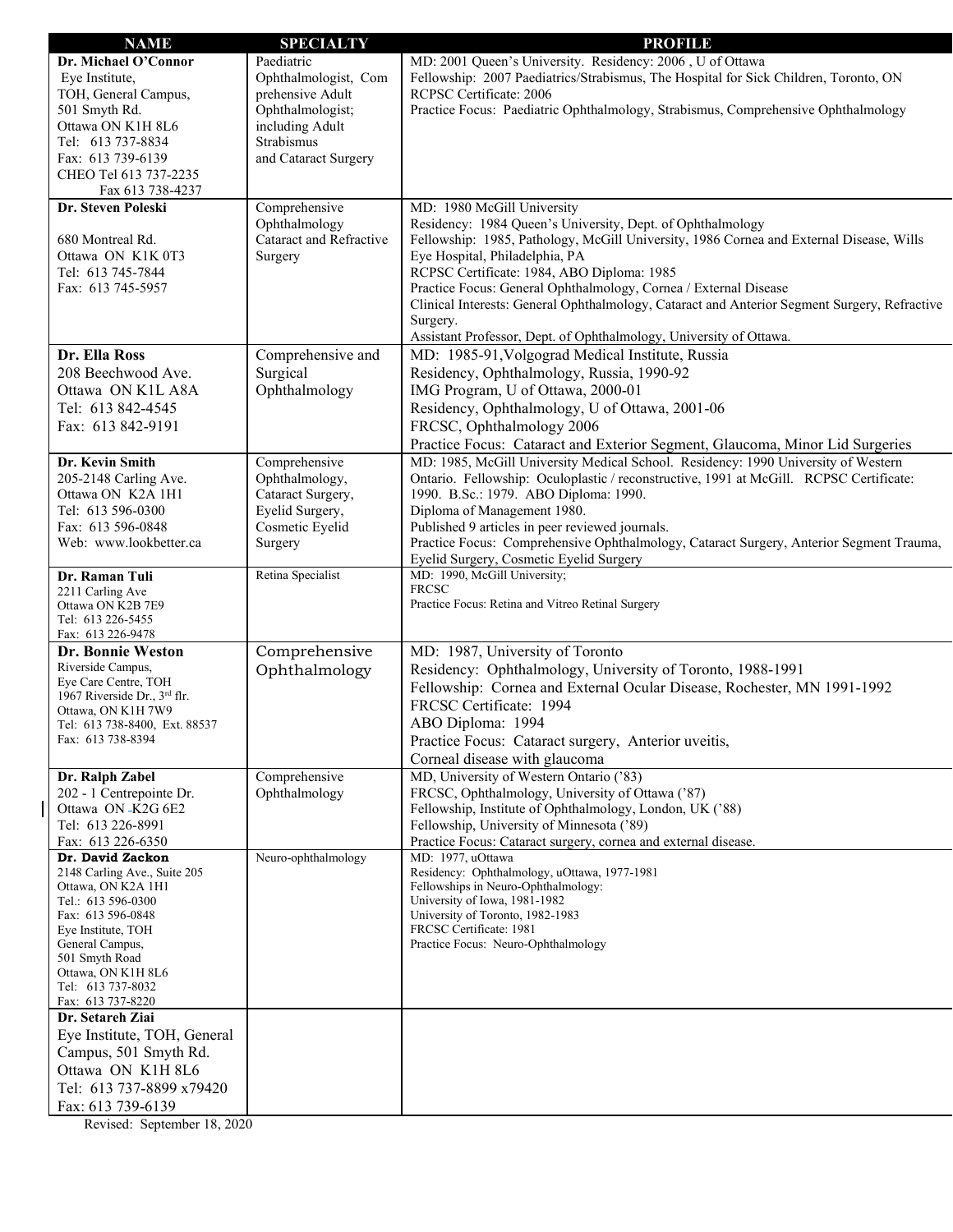| NAME | SPECIALTY | PROFILE |
|---|---|---|
| **Dr. Michael O'Connor**<br>Eye Institute,<br>TOH, General Campus,<br>501 Smyth Rd.<br>Ottawa ON K1H 8L6<br>Tel: 613 737-8834<br>Fax: 613 739-6139<br>CHEO Tel 613 737-2235<br>Fax 613 738-4237 | Paediatric Ophthalmologist, Comprehensive Adult Ophthalmologist; including Adult Strabismus and Cataract Surgery | MD: 2001 Queen's University. Residency: 2006 , U of Ottawa<br>Fellowship: 2007 Paediatrics/Strabismus, The Hospital for Sick Children, Toronto, ON<br>RCPSC Certificate: 2006<br>Practice Focus: Paediatric Ophthalmology, Strabismus, Comprehensive Ophthalmology |
| **Dr. Steven Poleski**<br><br>680 Montreal Rd.<br>Ottawa ON K1K 0T3<br>Tel: 613 745-7844<br>Fax: 613 745-5957 | Comprehensive Ophthalmology<br>Cataract and Refractive Surgery | MD: 1980 McGill University<br>Residency: 1984 Queen's University, Dept. of Ophthalmology<br>Fellowship: 1985, Pathology, McGill University, 1986 Cornea and External Disease, Wills Eye Hospital, Philadelphia, PA<br>RCPSC Certificate: 1984, ABO Diploma: 1985<br>Practice Focus: General Ophthalmology, Cornea / External Disease<br>Clinical Interests: General Ophthalmology, Cataract and Anterior Segment Surgery, Refractive Surgery.<br>Assistant Professor, Dept. of Ophthalmology, University of Ottawa. |
| **Dr. Ella Ross**<br>208 Beechwood Ave.<br>Ottawa ON K1L A8A<br>Tel: 613 842-4545<br>Fax: 613 842-9191 | Comprehensive and Surgical Ophthalmology | MD: 1985-91,Volgograd Medical Institute, Russia<br>Residency, Ophthalmology, Russia, 1990-92<br>IMG Program, U of Ottawa, 2000-01<br>Residency, Ophthalmology, U of Ottawa, 2001-06<br>FRCSC, Ophthalmology 2006<br>Practice Focus: Cataract and Exterior Segment, Glaucoma, Minor Lid Surgeries |
| **Dr. Kevin Smith**<br>205-2148 Carling Ave.<br>Ottawa ON K2A 1H1<br>Tel: 613 596-0300<br>Fax: 613 596-0848<br>Web: www.lookbetter.ca | Comprehensive Ophthalmology, Cataract Surgery, Eyelid Surgery, Cosmetic Eyelid Surgery | MD: 1985, McGill University Medical School. Residency: 1990 University of Western Ontario. Fellowship: Oculoplastic / reconstructive, 1991 at McGill. RCPSC Certificate: 1990. B.Sc.: 1979. ABO Diploma: 1990.<br>Diploma of Management 1980.<br>Published 9 articles in peer reviewed journals.<br>Practice Focus: Comprehensive Ophthalmology, Cataract Surgery, Anterior Segment Trauma, Eyelid Surgery, Cosmetic Eyelid Surgery |
| **Dr. Raman Tuli**<br>2211 Carling Ave<br>Ottawa ON K2B 7E9<br>Tel: 613 226-5455<br>Fax: 613 226-9478 | Retina Specialist | MD: 1990, McGill University;<br>FRCSC<br>Practice Focus: Retina and Vitreo Retinal Surgery |
| **Dr. Bonnie Weston**<br>Riverside Campus,<br>Eye Care Centre, TOH<br>1967 Riverside Dr., 3rd flr.<br>Ottawa, ON K1H 7W9<br>Tel: 613 738-8400, Ext. 88537<br>Fax: 613 738-8394 | Comprehensive Ophthalmology | MD: 1987, University of Toronto<br>Residency: Ophthalmology, University of Toronto, 1988-1991<br>Fellowship: Cornea and External Ocular Disease, Rochester, MN 1991-1992<br>FRCSC Certificate: 1994<br>ABO Diploma: 1994<br>Practice Focus: Cataract surgery, Anterior uveitis,<br>Corneal disease with glaucoma |
| **Dr. Ralph Zabel**<br>202 - 1 Centrepointe Dr.<br>Ottawa ON K2G 6E2<br>Tel: 613 226-8991<br>Fax: 613 226-6350 | Comprehensive Ophthalmology | MD, University of Western Ontario ('83)<br>FRCSC, Ophthalmology, University of Ottawa ('87)<br>Fellowship, Institute of Ophthalmology, London, UK ('88)<br>Fellowship, University of Minnesota ('89)<br>Practice Focus: Cataract surgery, cornea and external disease. |
| **Dr. David Zackon**<br>2148 Carling Ave., Suite 205<br>Ottawa, ON K2A 1H1<br>Tel.: 613 596-0300<br>Fax: 613 596-0848<br>Eye Institute, TOH<br>General Campus,<br>501 Smyth Road<br>Ottawa, ON K1H 8L6<br>Tel: 613 737-8032<br>Fax: 613 737-8220 | Neuro-ophthalmology | MD: 1977, uOttawa<br>Residency: Ophthalmology, uOttawa, 1977-1981<br>Fellowships in Neuro-Ophthalmology:<br>University of Iowa, 1981-1982<br>University of Toronto, 1982-1983<br>FRCSC Certificate: 1981<br>Practice Focus: Neuro-Ophthalmology |
| **Dr. Setareh Ziai**<br>Eye Institute, TOH, General Campus, 501 Smyth Rd.<br>Ottawa ON K1H 8L6<br>Tel: 613 737-8899 x79420<br>Fax: 613 739-6139 | | |

Revised: September 18, 2020